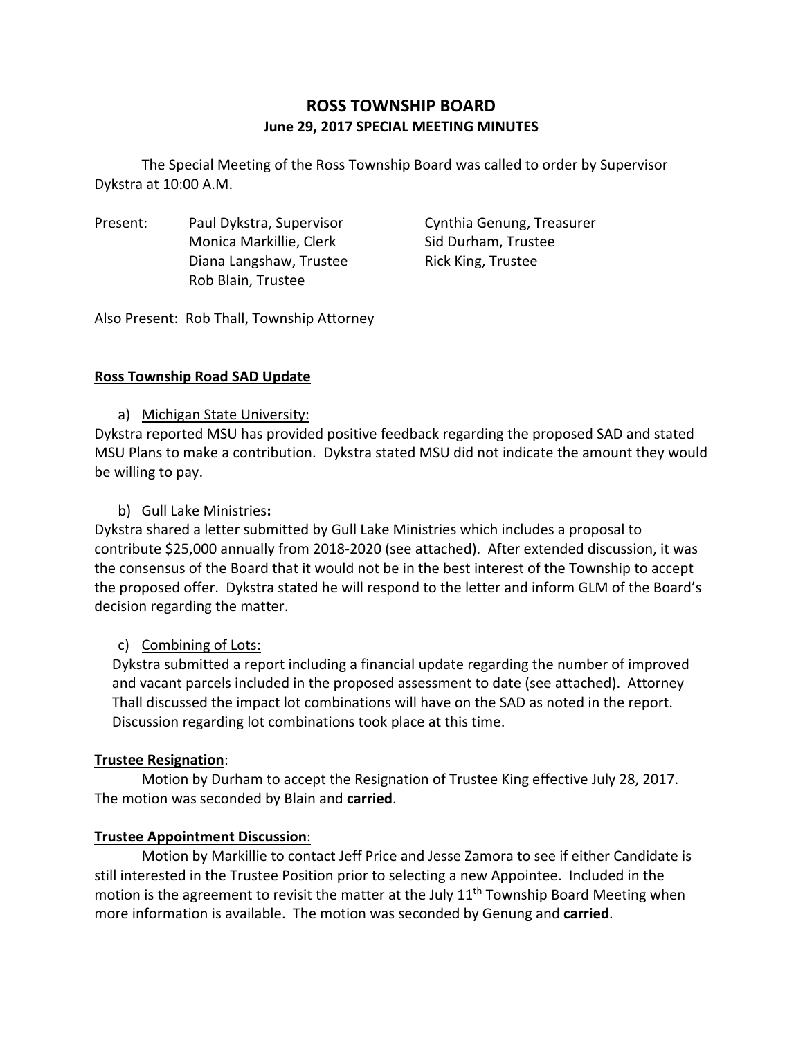# ROSS TOWNSHIP BOARD

## June 29, 2017 SPECIAL MEETING MINUTES

The Special Meeting of the Ross Township Board was called to order by Supervisor Dykstra at 10:00 A.M.

Present: Paul Dykstra, Supervisor; Cynthia Genung, Treasurer; Monica Markillie, Clerk; Sid Durham, Trustee; Diana Langshaw, Trustee; Rick King, Trustee; Rob Blain, Trustee

Also Present: Rob Thall, Township Attorney

**Ross Township Road SAD Update**

a) Michigan State University:

Dykstra reported MSU has provided positive feedback regarding the proposed SAD and stated MSU Plans to make a contribution. Dykstra stated MSU did not indicate the amount they would be willing to pay.

b) Gull Lake Ministries**:**

Dykstra shared a letter submitted by Gull Lake Ministries which includes a proposal to contribute $25,000 annually from 2018-2020 (see attached). After extended discussion, it was the consensus of the Board that it would not be in the best interest of the Township to accept the proposed offer. Dykstra stated he will respond to the letter and inform GLM of the Board's decision regarding the matter.

c) Combining of Lots:

Dykstra submitted a report including a financial update regarding the number of improved and vacant parcels included in the proposed assessment to date (see attached). Attorney Thall discussed the impact lot combinations will have on the SAD as noted in the report. Discussion regarding lot combinations took place at this time.

**Trustee Resignation**:

Motion by Durham to accept the Resignation of Trustee King effective July 28, 2017. The motion was seconded by Blain and **carried**.

**Trustee Appointment Discussion**:

Motion by Markillie to contact Jeff Price and Jesse Zamora to see if either Candidate is still interested in the Trustee Position prior to selecting a new Appointee. Included in the motion is the agreement to revisit the matter at the July 11th Township Board Meeting when more information is available. The motion was seconded by Genung and **carried**.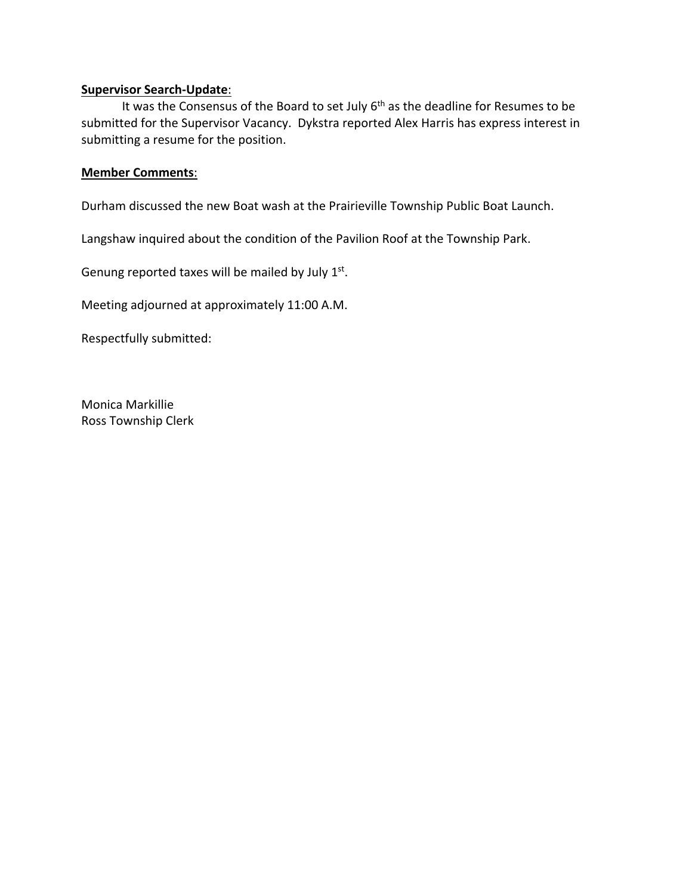**Supervisor Search-Update**:

It was the Consensus of the Board to set July 6th as the deadline for Resumes to be submitted for the Supervisor Vacancy. Dykstra reported Alex Harris has express interest in submitting a resume for the position.

**Member Comments**:

Durham discussed the new Boat wash at the Prairieville Township Public Boat Launch.

Langshaw inquired about the condition of the Pavilion Roof at the Township Park.

Genung reported taxes will be mailed by July 1st.

Meeting adjourned at approximately 11:00 A.M.

Respectfully submitted:

Monica Markillie
Ross Township Clerk